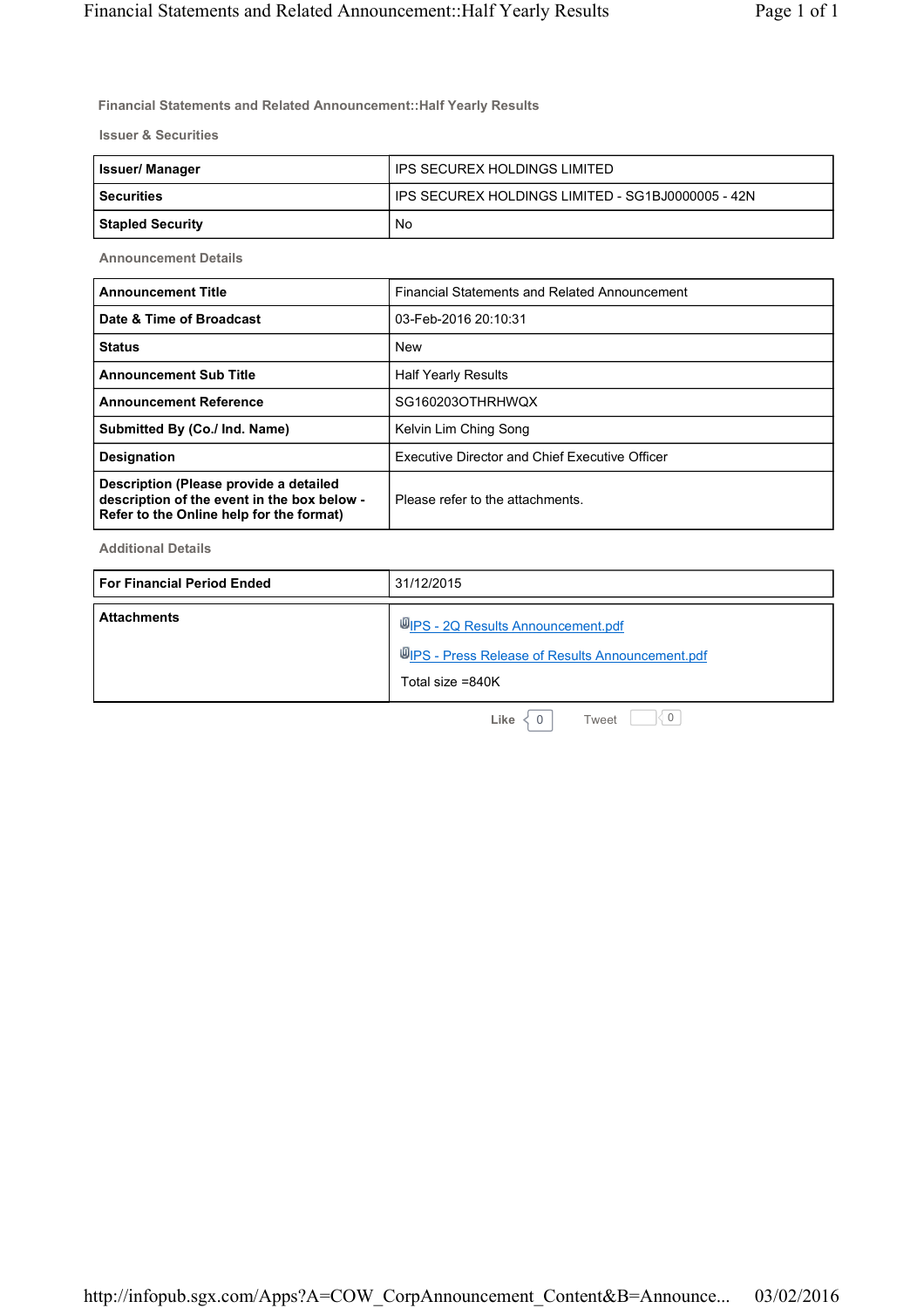## Financial Statements and Related Announcement::Half Yearly Results

### Issuer & Securities

| | |
|---|---|
| **Issuer/ Manager** | IPS SECUREX HOLDINGS LIMITED |
| **Securities** | IPS SECUREX HOLDINGS LIMITED - SG1BJ0000005 - 42N |
| **Stapled Security** | No |

### Announcement Details

| | |
|---|---|
| **Announcement Title** | Financial Statements and Related Announcement |
| **Date & Time of Broadcast** | 03-Feb-2016 20:10:31 |
| **Status** | New |
| **Announcement Sub Title** | Half Yearly Results |
| **Announcement Reference** | SG160203OTHRHWQX |
| **Submitted By (Co./ Ind. Name)** | Kelvin Lim Ching Song |
| **Designation** | Executive Director and Chief Executive Officer |
| **Description (Please provide a detailed description of the event in the box below - Refer to the Online help for the format)** | Please refer to the attachments. |

### Additional Details

| | |
|---|---|
| **For Financial Period Ended** | 31/12/2015 |
| **Attachments** | IPS - 2Q Results Announcement.pdf<br>IPS - Press Release of Results Announcement.pdf<br>Total size =840K |

Like 0 Tweet 0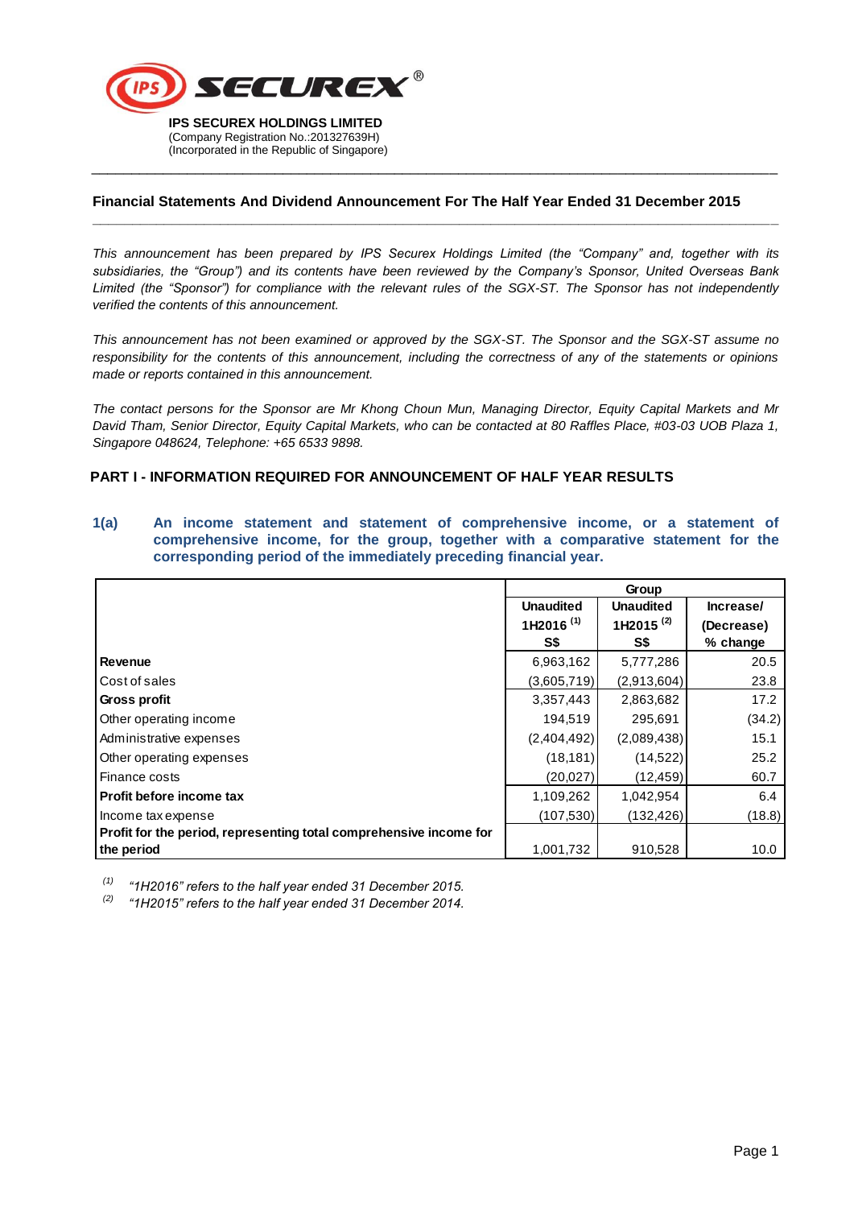**IPS SECUREX HOLDINGS LIMITED**
(Company Registration No.:201327639H)
(Incorporated in the Republic of Singapore)

## Financial Statements And Dividend Announcement For The Half Year Ended 31 December 2015

*This announcement has been prepared by IPS Securex Holdings Limited (the "Company" and, together with its subsidiaries, the "Group") and its contents have been reviewed by the Company's Sponsor, United Overseas Bank Limited (the "Sponsor") for compliance with the relevant rules of the SGX-ST. The Sponsor has not independently verified the contents of this announcement.*

*This announcement has not been examined or approved by the SGX-ST. The Sponsor and the SGX-ST assume no responsibility for the contents of this announcement, including the correctness of any of the statements or opinions made or reports contained in this announcement.*

*The contact persons for the Sponsor are Mr Khong Choun Mun, Managing Director, Equity Capital Markets and Mr David Tham, Senior Director, Equity Capital Markets, who can be contacted at 80 Raffles Place, #03-03 UOB Plaza 1, Singapore 048624, Telephone: +65 6533 9898.*

## PART I - INFORMATION REQUIRED FOR ANNOUNCEMENT OF HALF YEAR RESULTS

### 1(a) An income statement and statement of comprehensive income, or a statement of comprehensive income, for the group, together with a comparative statement for the corresponding period of the immediately preceding financial year.

| | Group | | |
|---|---|---|---|
| | Unaudited 1H2016 [(1)] S$ | Unaudited 1H2015 [(2)] S$ | Increase/ (Decrease) % change |
| **Revenue** | 6,963,162 | 5,777,286 | 20.5 |
| Cost of sales | (3,605,719) | (2,913,604) | 23.8 |
| **Gross profit** | 3,357,443 | 2,863,682 | 17.2 |
| Other operating income | 194,519 | 295,691 | (34.2) |
| Administrative expenses | (2,404,492) | (2,089,438) | 15.1 |
| Other operating expenses | (18,181) | (14,522) | 25.2 |
| Finance costs | (20,027) | (12,459) | 60.7 |
| **Profit before income tax** | 1,109,262 | 1,042,954 | 6.4 |
| Income tax expense | (107,530) | (132,426) | (18.8) |
| **Profit for the period, representing total comprehensive income for the period** | 1,001,732 | 910,528 | 10.0 |

[(1)] *"1H2016" refers to the half year ended 31 December 2015.*
[(2)] *"1H2015" refers to the half year ended 31 December 2014.*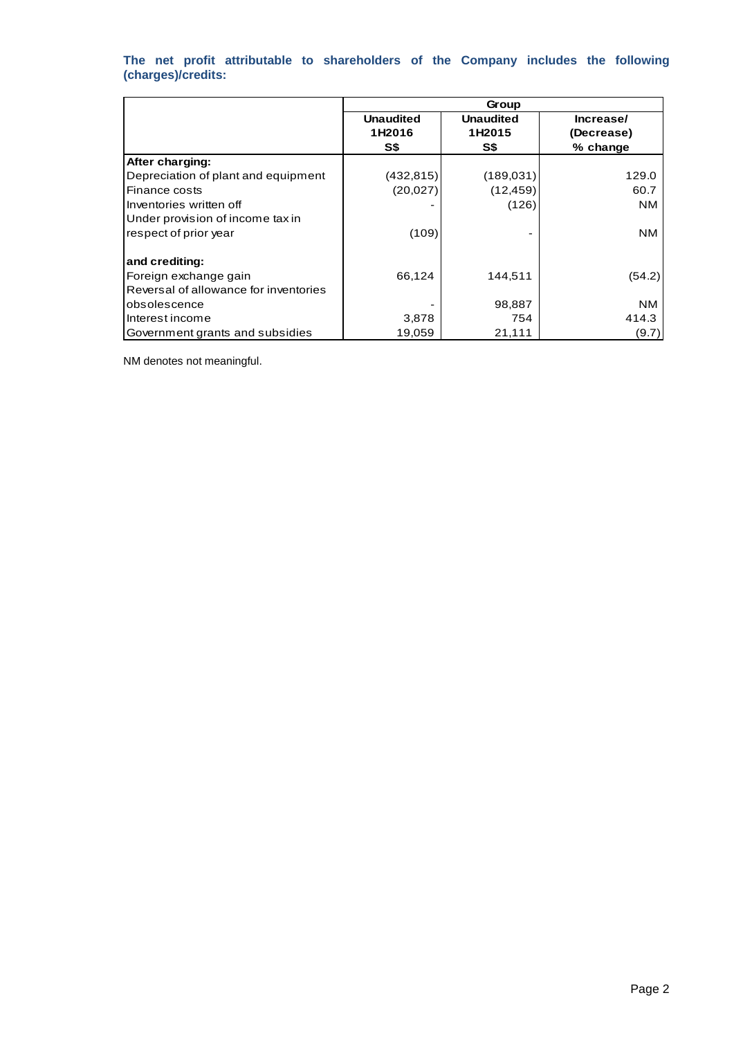**The net profit attributable to shareholders of the Company includes the following (charges)/credits:**

| | Group | | |
|---|---|---|---|
| | **Unaudited 1H2016 S$** | **Unaudited 1H2015 S$** | **Increase/ (Decrease) % change** |
| **After charging:** | | | |
| Depreciation of plant and equipment | (432,815) | (189,031) | 129.0 |
| Finance costs | (20,027) | (12,459) | 60.7 |
| Inventories written off | - | (126) | NM |
| Under provision of income tax in respect of prior year | (109) | - | NM |
| **and crediting:** | | | |
| Foreign exchange gain | 66,124 | 144,511 | (54.2) |
| Reversal of allowance for inventories obsolescence | - | 98,887 | NM |
| Interest income | 3,878 | 754 | 414.3 |
| Government grants and subsidies | 19,059 | 21,111 | (9.7) |

NM denotes not meaningful.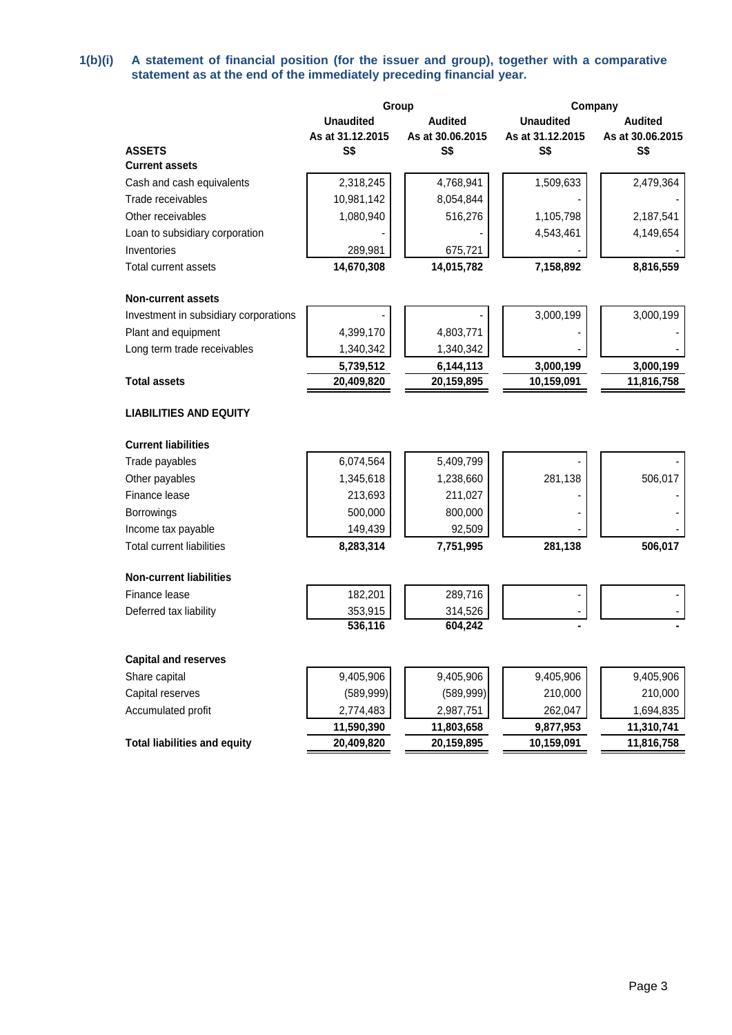## 1(b)(i) A statement of financial position (for the issuer and group), together with a comparative statement as at the end of the immediately preceding financial year.

| | Group | | Company | |
|---|---|---|---|---|
| | Unaudited | Audited | Unaudited | Audited |
| | As at 31.12.2015 | As at 30.06.2015 | As at 31.12.2015 | As at 30.06.2015 |
| **ASSETS** | S$ | S$ | S$ | S$ |
| **Current assets** | | | | |
| Cash and cash equivalents | 2,318,245 | 4,768,941 | 1,509,633 | 2,479,364 |
| Trade receivables | 10,981,142 | 8,054,844 | - | - |
| Other receivables | 1,080,940 | 516,276 | 1,105,798 | 2,187,541 |
| Loan to subsidiary corporation | - | - | 4,543,461 | 4,149,654 |
| Inventories | 289,981 | 675,721 | - | - |
| Total current assets | **14,670,308** | **14,015,782** | **7,158,892** | **8,816,559** |
| | | | | |
| **Non-current assets** | | | | |
| Investment in subsidiary corporations | - | - | 3,000,199 | 3,000,199 |
| Plant and equipment | 4,399,170 | 4,803,771 | - | - |
| Long term trade receivables | 1,340,342 | 1,340,342 | - | - |
| | **5,739,512** | **6,144,113** | **3,000,199** | **3,000,199** |
| **Total assets** | **20,409,820** | **20,159,895** | **10,159,091** | **11,816,758** |
| | | | | |
| **LIABILITIES AND EQUITY** | | | | |
| | | | | |
| **Current liabilities** | | | | |
| Trade payables | 6,074,564 | 5,409,799 | - | - |
| Other payables | 1,345,618 | 1,238,660 | 281,138 | 506,017 |
| Finance lease | 213,693 | 211,027 | - | - |
| Borrowings | 500,000 | 800,000 | - | - |
| Income tax payable | 149,439 | 92,509 | - | - |
| Total current liabilities | **8,283,314** | **7,751,995** | **281,138** | **506,017** |
| | | | | |
| **Non-current liabilities** | | | | |
| Finance lease | 182,201 | 289,716 | - | - |
| Deferred tax liability | 353,915 | 314,526 | - | - |
| | **536,116** | **604,242** | **-** | **-** |
| | | | | |
| **Capital and reserves** | | | | |
| Share capital | 9,405,906 | 9,405,906 | 9,405,906 | 9,405,906 |
| Capital reserves | (589,999) | (589,999) | 210,000 | 210,000 |
| Accumulated profit | 2,774,483 | 2,987,751 | 262,047 | 1,694,835 |
| | **11,590,390** | **11,803,658** | **9,877,953** | **11,310,741** |
| **Total liabilities and equity** | **20,409,820** | **20,159,895** | **10,159,091** | **11,816,758** |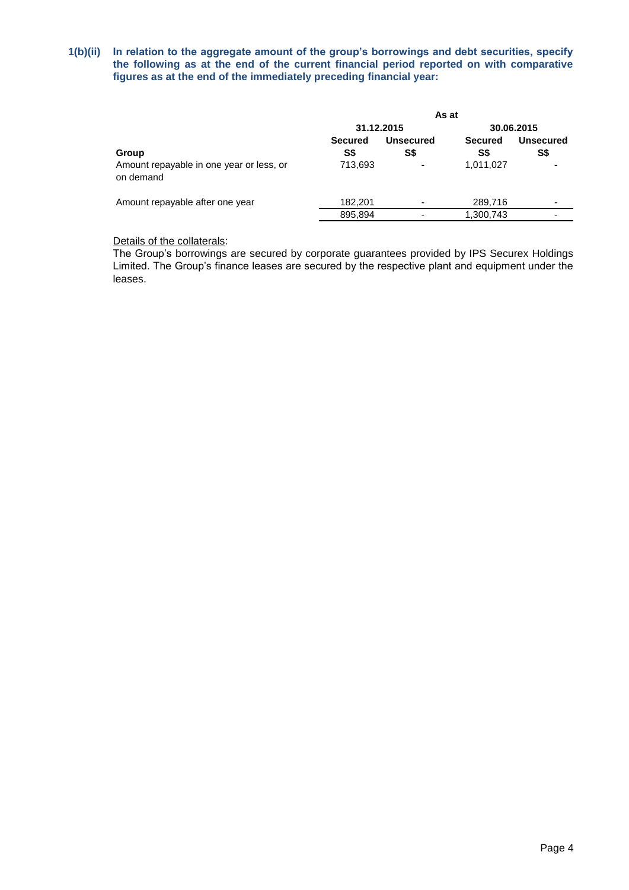**1(b)(ii) In relation to the aggregate amount of the group's borrowings and debt securities, specify the following as at the end of the current financial period reported on with comparative figures as at the end of the immediately preceding financial year:**

| | As at | | | |
|---|---|---|---|---|
| | 31.12.2015 | | 30.06.2015 | |
| **Group** | **Secured S$** | **Unsecured S$** | **Secured S$** | **Unsecured S$** |
| Amount repayable in one year or less, or on demand | 713,693 | - | 1,011,027 | - |
| Amount repayable after one year | 182,201 | - | 289,716 | - |
| | 895,894 | - | 1,300,743 | - |

Details of the collaterals:

The Group's borrowings are secured by corporate guarantees provided by IPS Securex Holdings Limited. The Group's finance leases are secured by the respective plant and equipment under the leases.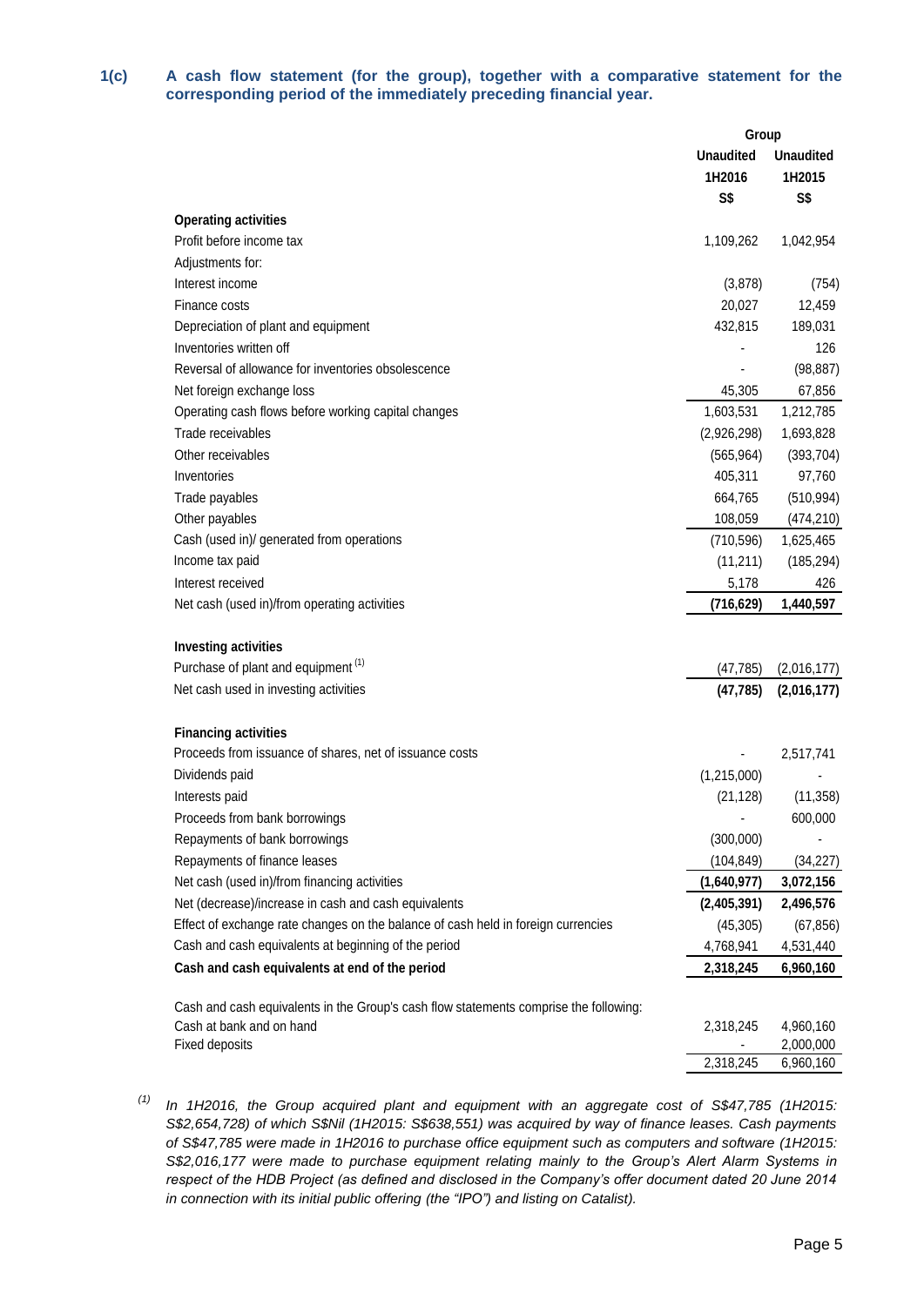## 1(c) A cash flow statement (for the group), together with a comparative statement for the corresponding period of the immediately preceding financial year.

| | Group | |
|---|---|---|
| | Unaudited | Unaudited |
| | 1H2016 | 1H2015 |
| | S$ | S$ |
| **Operating activities** | | |
| Profit before income tax | 1,109,262 | 1,042,954 |
| Adjustments for: | | |
| Interest income | (3,878) | (754) |
| Finance costs | 20,027 | 12,459 |
| Depreciation of plant and equipment | 432,815 | 189,031 |
| Inventories written off | - | 126 |
| Reversal of allowance for inventories obsolescence | - | (98,887) |
| Net foreign exchange loss | 45,305 | 67,856 |
| Operating cash flows before working capital changes | 1,603,531 | 1,212,785 |
| Trade receivables | (2,926,298) | 1,693,828 |
| Other receivables | (565,964) | (393,704) |
| Inventories | 405,311 | 97,760 |
| Trade payables | 664,765 | (510,994) |
| Other payables | 108,059 | (474,210) |
| Cash (used in)/ generated from operations | (710,596) | 1,625,465 |
| Income tax paid | (11,211) | (185,294) |
| Interest received | 5,178 | 426 |
| Net cash (used in)/from operating activities | **(716,629)** | **1,440,597** |
| | | |
| **Investing activities** | | |
| Purchase of plant and equipment [1] | (47,785) | (2,016,177) |
| Net cash used in investing activities | **(47,785)** | **(2,016,177)** |
| | | |
| **Financing activities** | | |
| Proceeds from issuance of shares, net of issuance costs | - | 2,517,741 |
| Dividends paid | (1,215,000) | - |
| Interests paid | (21,128) | (11,358) |
| Proceeds from bank borrowings | - | 600,000 |
| Repayments of bank borrowings | (300,000) | - |
| Repayments of finance leases | (104,849) | (34,227) |
| Net cash (used in)/from financing activities | **(1,640,977)** | **3,072,156** |
| Net (decrease)/increase in cash and cash equivalents | **(2,405,391)** | **2,496,576** |
| Effect of exchange rate changes on the balance of cash held in foreign currencies | (45,305) | (67,856) |
| Cash and cash equivalents at beginning of the period | 4,768,941 | 4,531,440 |
| **Cash and cash equivalents at end of the period** | **2,318,245** | **6,960,160** |
| | | |
| Cash and cash equivalents in the Group's cash flow statements comprise the following: | | |
| Cash at bank and on hand | 2,318,245 | 4,960,160 |
| Fixed deposits | - | 2,000,000 |
| | 2,318,245 | 6,960,160 |

[1] *In 1H2016, the Group acquired plant and equipment with an aggregate cost of S$47,785 (1H2015: S$2,654,728) of which S$Nil (1H2015: S$638,551) was acquired by way of finance leases. Cash payments of S$47,785 were made in 1H2016 to purchase office equipment such as computers and software (1H2015: S$2,016,177 were made to purchase equipment relating mainly to the Group's Alert Alarm Systems in respect of the HDB Project (as defined and disclosed in the Company's offer document dated 20 June 2014 in connection with its initial public offering (the "IPO") and listing on Catalist).*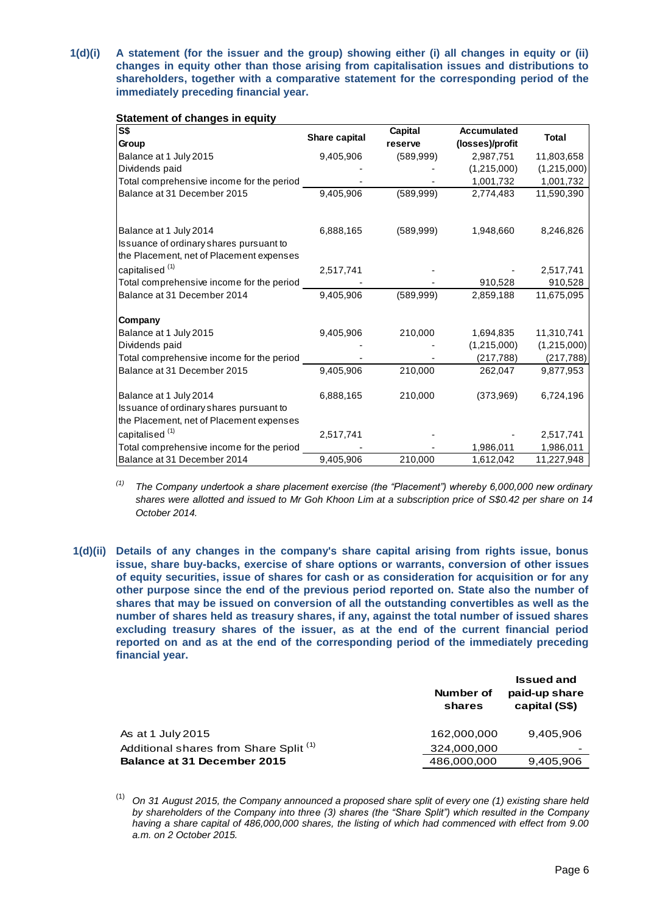**1(d)(i)** **A statement (for the issuer and the group) showing either (i) all changes in equity or (ii) changes in equity other than those arising from capitalisation issues and distributions to shareholders, together with a comparative statement for the corresponding period of the immediately preceding financial year.**

**Statement of changes in equity**

| S$<br>Group | Share capital | Capital reserve | Accumulated (losses)/profit | Total |
|---|---|---|---|---|
| Balance at 1 July 2015 | 9,405,906 | (589,999) | 2,987,751 | 11,803,658 |
| Dividends paid | - | - | (1,215,000) | (1,215,000) |
| Total comprehensive income for the period | - | - | 1,001,732 | 1,001,732 |
| Balance at 31 December 2015 | 9,405,906 | (589,999) | 2,774,483 | 11,590,390 |
| | | | | |
| Balance at 1 July 2014 | 6,888,165 | (589,999) | 1,948,660 | 8,246,826 |
| Issuance of ordinary shares pursuant to the Placement, net of Placement expenses capitalised [1] | 2,517,741 | - | - | 2,517,741 |
| Total comprehensive income for the period | - | - | 910,528 | 910,528 |
| Balance at 31 December 2014 | 9,405,906 | (589,999) | 2,859,188 | 11,675,095 |
| | | | | |
| **Company** | | | | |
| Balance at 1 July 2015 | 9,405,906 | 210,000 | 1,694,835 | 11,310,741 |
| Dividends paid | - | - | (1,215,000) | (1,215,000) |
| Total comprehensive income for the period | - | - | (217,788) | (217,788) |
| Balance at 31 December 2015 | 9,405,906 | 210,000 | 262,047 | 9,877,953 |
| | | | | |
| Balance at 1 July 2014 | 6,888,165 | 210,000 | (373,969) | 6,724,196 |
| Issuance of ordinary shares pursuant to the Placement, net of Placement expenses capitalised [1] | 2,517,741 | - | - | 2,517,741 |
| Total comprehensive income for the period | - | - | 1,986,011 | 1,986,011 |
| Balance at 31 December 2014 | 9,405,906 | 210,000 | 1,612,042 | 11,227,948 |

[1] *The Company undertook a share placement exercise (the "Placement") whereby 6,000,000 new ordinary shares were allotted and issued to Mr Goh Khoon Lim at a subscription price of S$0.42 per share on 14 October 2014.*

**1(d)(ii)** **Details of any changes in the company's share capital arising from rights issue, bonus issue, share buy-backs, exercise of share options or warrants, conversion of other issues of equity securities, issue of shares for cash or as consideration for acquisition or for any other purpose since the end of the previous period reported on. State also the number of shares that may be issued on conversion of all the outstanding convertibles as well as the number of shares held as treasury shares, if any, against the total number of issued shares excluding treasury shares of the issuer, as at the end of the current financial period reported on and as at the end of the corresponding period of the immediately preceding financial year.**

| | Number of shares | Issued and paid-up share capital (S$) |
|---|---|---|
| As at 1 July 2015 | 162,000,000 | 9,405,906 |
| Additional shares from Share Split [1] | 324,000,000 | - |
| **Balance at 31 December 2015** | 486,000,000 | 9,405,906 |

[1] *On 31 August 2015, the Company announced a proposed share split of every one (1) existing share held by shareholders of the Company into three (3) shares (the "Share Split") which resulted in the Company having a share capital of 486,000,000 shares, the listing of which had commenced with effect from 9.00 a.m. on 2 October 2015.*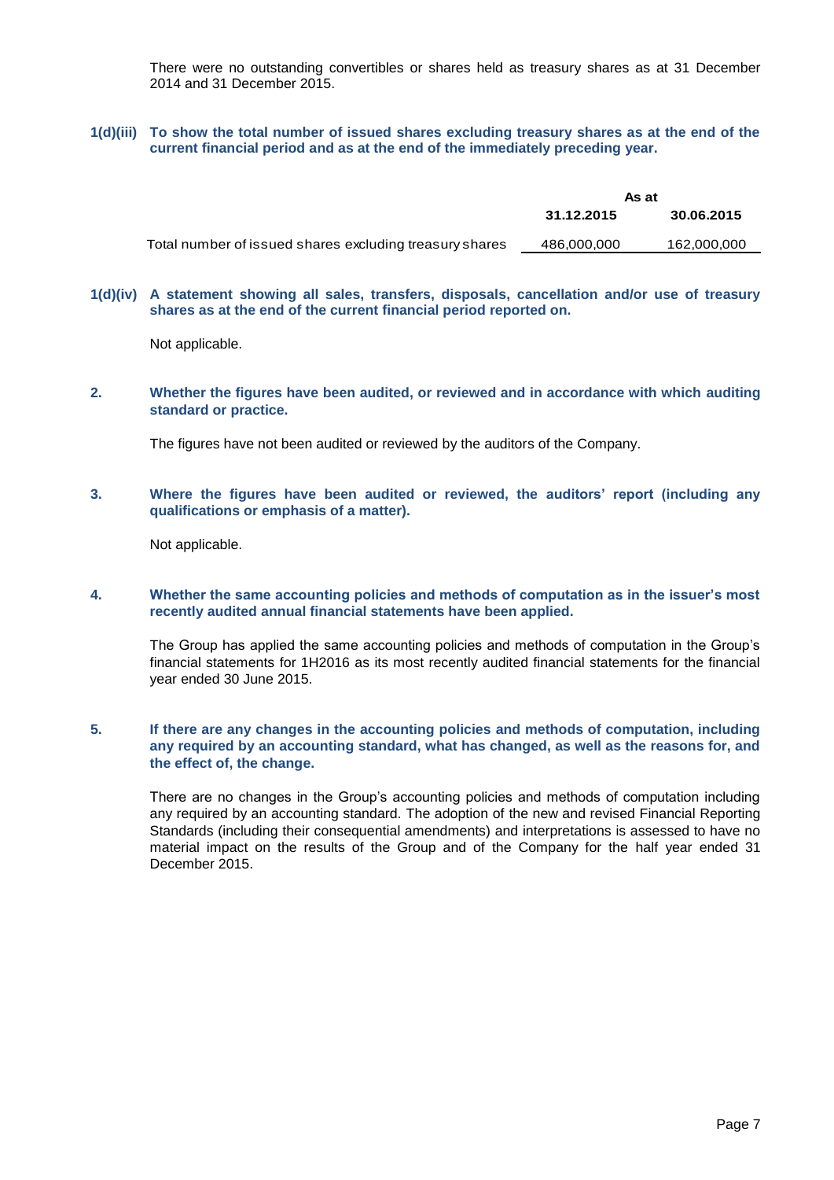There were no outstanding convertibles or shares held as treasury shares as at 31 December 2014 and 31 December 2015.

**1(d)(iii) To show the total number of issued shares excluding treasury shares as at the end of the current financial period and as at the end of the immediately preceding year.**

| | As at | |
|---|---|---|
| | **31.12.2015** | **30.06.2015** |
| Total number of issued shares excluding treasury shares | 486,000,000 | 162,000,000 |

**1(d)(iv) A statement showing all sales, transfers, disposals, cancellation and/or use of treasury shares as at the end of the current financial period reported on.**

Not applicable.

**2. Whether the figures have been audited, or reviewed and in accordance with which auditing standard or practice.**

The figures have not been audited or reviewed by the auditors of the Company.

**3. Where the figures have been audited or reviewed, the auditors' report (including any qualifications or emphasis of a matter).**

Not applicable.

**4. Whether the same accounting policies and methods of computation as in the issuer's most recently audited annual financial statements have been applied.**

The Group has applied the same accounting policies and methods of computation in the Group's financial statements for 1H2016 as its most recently audited financial statements for the financial year ended 30 June 2015.

**5. If there are any changes in the accounting policies and methods of computation, including any required by an accounting standard, what has changed, as well as the reasons for, and the effect of, the change.**

There are no changes in the Group's accounting policies and methods of computation including any required by an accounting standard. The adoption of the new and revised Financial Reporting Standards (including their consequential amendments) and interpretations is assessed to have no material impact on the results of the Group and of the Company for the half year ended 31 December 2015.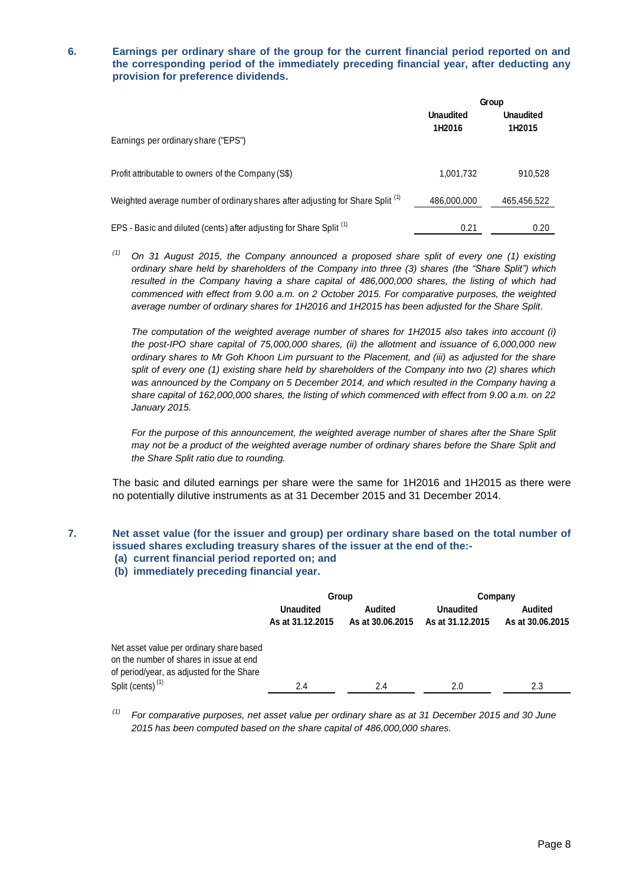6. **Earnings per ordinary share of the group for the current financial period reported on and the corresponding period of the immediately preceding financial year, after deducting any provision for preference dividends.**

| | Group | |
|---|---|---|
| Earnings per ordinary share ("EPS") | Unaudited 1H2016 | Unaudited 1H2015 |
| Profit attributable to owners of the Company (S$) | 1,001,732 | 910,528 |
| Weighted average number of ordinary shares after adjusting for Share Split [(1)] | 486,000,000 | 465,456,522 |
| EPS - Basic and diluted (cents) after adjusting for Share Split [(1)] | 0.21 | 0.20 |

[(1)] *On 31 August 2015, the Company announced a proposed share split of every one (1) existing ordinary share held by shareholders of the Company into three (3) shares (the "Share Split") which resulted in the Company having a share capital of 486,000,000 shares, the listing of which had commenced with effect from 9.00 a.m. on 2 October 2015. For comparative purposes, the weighted average number of ordinary shares for 1H2016 and 1H2015 has been adjusted for the Share Split.*

*The computation of the weighted average number of shares for 1H2015 also takes into account (i) the post-IPO share capital of 75,000,000 shares, (ii) the allotment and issuance of 6,000,000 new ordinary shares to Mr Goh Khoon Lim pursuant to the Placement, and (iii) as adjusted for the share split of every one (1) existing share held by shareholders of the Company into two (2) shares which was announced by the Company on 5 December 2014, and which resulted in the Company having a share capital of 162,000,000 shares, the listing of which commenced with effect from 9.00 a.m. on 22 January 2015.*

*For the purpose of this announcement, the weighted average number of shares after the Share Split may not be a product of the weighted average number of ordinary shares before the Share Split and the Share Split ratio due to rounding.*

The basic and diluted earnings per share were the same for 1H2016 and 1H2015 as there were no potentially dilutive instruments as at 31 December 2015 and 31 December 2014.

7. **Net asset value (for the issuer and group) per ordinary share based on the total number of issued shares excluding treasury shares of the issuer at the end of the:-**
   **(a) current financial period reported on; and**
   **(b) immediately preceding financial year.**

| | Group | | Company | |
|---|---|---|---|---|
| | Unaudited As at 31.12.2015 | Audited As at 30.06.2015 | Unaudited As at 31.12.2015 | Audited As at 30.06.2015 |
| Net asset value per ordinary share based on the number of shares in issue at end of period/year, as adjusted for the Share Split (cents) [(1)] | 2.4 | 2.4 | 2.0 | 2.3 |

[(1)] *For comparative purposes, net asset value per ordinary share as at 31 December 2015 and 30 June 2015 has been computed based on the share capital of 486,000,000 shares.*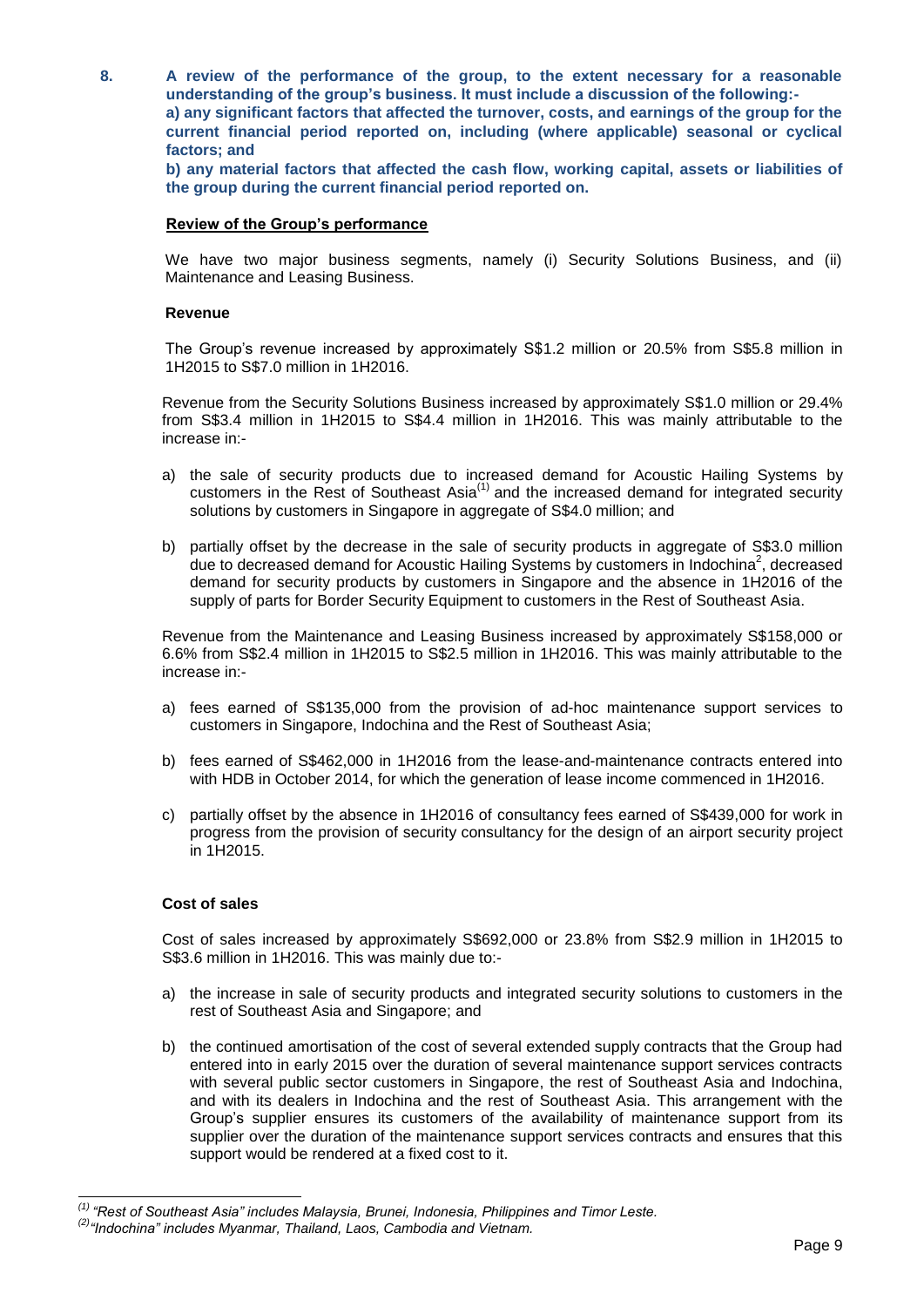8. **A review of the performance of the group, to the extent necessary for a reasonable understanding of the group's business. It must include a discussion of the following:-**
**a) any significant factors that affected the turnover, costs, and earnings of the group for the current financial period reported on, including (where applicable) seasonal or cyclical factors; and**
**b) any material factors that affected the cash flow, working capital, assets or liabilities of the group during the current financial period reported on.**

**Review of the Group's performance**

We have two major business segments, namely (i) Security Solutions Business, and (ii) Maintenance and Leasing Business.

**Revenue**

The Group's revenue increased by approximately S$1.2 million or 20.5% from S$5.8 million in 1H2015 to S$7.0 million in 1H2016.

Revenue from the Security Solutions Business increased by approximately S$1.0 million or 29.4% from S$3.4 million in 1H2015 to S$4.4 million in 1H2016. This was mainly attributable to the increase in:-

a) the sale of security products due to increased demand for Acoustic Hailing Systems by customers in the Rest of Southeast Asia[(1)] and the increased demand for integrated security solutions by customers in Singapore in aggregate of S$4.0 million; and

b) partially offset by the decrease in the sale of security products in aggregate of S$3.0 million due to decreased demand for Acoustic Hailing Systems by customers in Indochina[2], decreased demand for security products by customers in Singapore and the absence in 1H2016 of the supply of parts for Border Security Equipment to customers in the Rest of Southeast Asia.

Revenue from the Maintenance and Leasing Business increased by approximately S$158,000 or 6.6% from S$2.4 million in 1H2015 to S$2.5 million in 1H2016. This was mainly attributable to the increase in:-

a) fees earned of S$135,000 from the provision of ad-hoc maintenance support services to customers in Singapore, Indochina and the Rest of Southeast Asia;

b) fees earned of S$462,000 in 1H2016 from the lease-and-maintenance contracts entered into with HDB in October 2014, for which the generation of lease income commenced in 1H2016.

c) partially offset by the absence in 1H2016 of consultancy fees earned of S$439,000 for work in progress from the provision of security consultancy for the design of an airport security project in 1H2015.

**Cost of sales**

Cost of sales increased by approximately S$692,000 or 23.8% from S$2.9 million in 1H2015 to S$3.6 million in 1H2016. This was mainly due to:-

a) the increase in sale of security products and integrated security solutions to customers in the rest of Southeast Asia and Singapore; and

b) the continued amortisation of the cost of several extended supply contracts that the Group had entered into in early 2015 over the duration of several maintenance support services contracts with several public sector customers in Singapore, the rest of Southeast Asia and Indochina, and with its dealers in Indochina and the rest of Southeast Asia. This arrangement with the Group's supplier ensures its customers of the availability of maintenance support from its supplier over the duration of the maintenance support services contracts and ensures that this support would be rendered at a fixed cost to it.

---

*(1) "Rest of Southeast Asia" includes Malaysia, Brunei, Indonesia, Philippines and Timor Leste.*
*(2) "Indochina" includes Myanmar, Thailand, Laos, Cambodia and Vietnam.*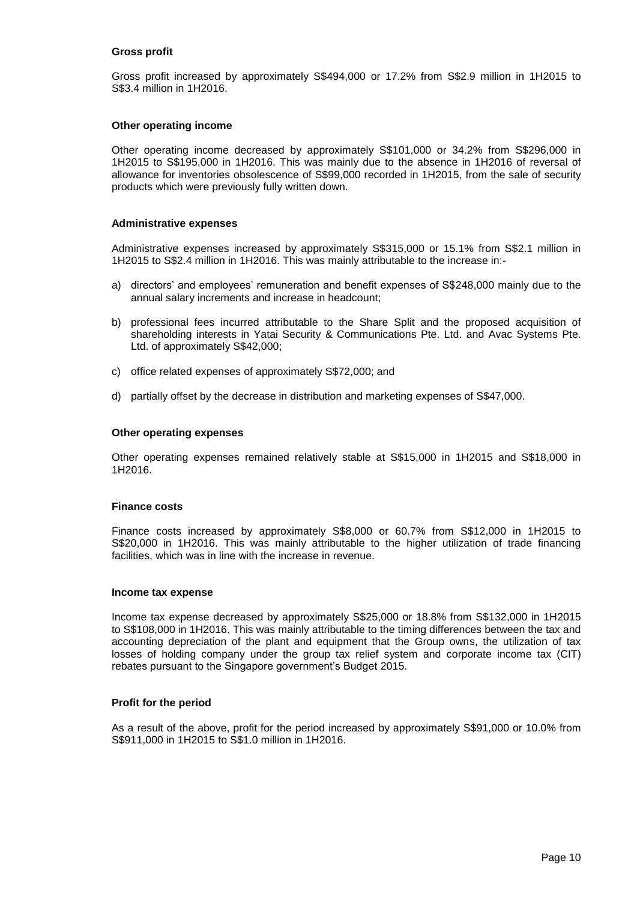**Gross profit**

Gross profit increased by approximately S$494,000 or 17.2% from S$2.9 million in 1H2015 to S$3.4 million in 1H2016.

**Other operating income**

Other operating income decreased by approximately S$101,000 or 34.2% from S$296,000 in 1H2015 to S$195,000 in 1H2016. This was mainly due to the absence in 1H2016 of reversal of allowance for inventories obsolescence of S$99,000 recorded in 1H2015, from the sale of security products which were previously fully written down.

**Administrative expenses**

Administrative expenses increased by approximately S$315,000 or 15.1% from S$2.1 million in 1H2015 to S$2.4 million in 1H2016. This was mainly attributable to the increase in:-

a) directors' and employees' remuneration and benefit expenses of S$248,000 mainly due to the annual salary increments and increase in headcount;

b) professional fees incurred attributable to the Share Split and the proposed acquisition of shareholding interests in Yatai Security & Communications Pte. Ltd. and Avac Systems Pte. Ltd. of approximately S$42,000;

c) office related expenses of approximately S$72,000; and

d) partially offset by the decrease in distribution and marketing expenses of S$47,000.

**Other operating expenses**

Other operating expenses remained relatively stable at S$15,000 in 1H2015 and S$18,000 in 1H2016.

**Finance costs**

Finance costs increased by approximately S$8,000 or 60.7% from S$12,000 in 1H2015 to S$20,000 in 1H2016. This was mainly attributable to the higher utilization of trade financing facilities, which was in line with the increase in revenue.

**Income tax expense**

Income tax expense decreased by approximately S$25,000 or 18.8% from S$132,000 in 1H2015 to S$108,000 in 1H2016. This was mainly attributable to the timing differences between the tax and accounting depreciation of the plant and equipment that the Group owns, the utilization of tax losses of holding company under the group tax relief system and corporate income tax (CIT) rebates pursuant to the Singapore government's Budget 2015.

**Profit for the period**

As a result of the above, profit for the period increased by approximately S$91,000 or 10.0% from S$911,000 in 1H2015 to S$1.0 million in 1H2016.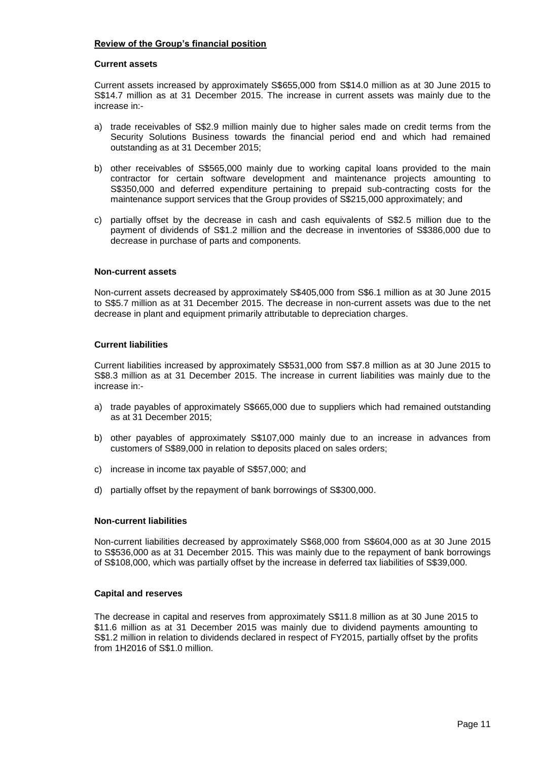## Review of the Group's financial position

### Current assets

Current assets increased by approximately S$655,000 from S$14.0 million as at 30 June 2015 to S$14.7 million as at 31 December 2015. The increase in current assets was mainly due to the increase in:-

a) trade receivables of S$2.9 million mainly due to higher sales made on credit terms from the Security Solutions Business towards the financial period end and which had remained outstanding as at 31 December 2015;

b) other receivables of S$565,000 mainly due to working capital loans provided to the main contractor for certain software development and maintenance projects amounting to S$350,000 and deferred expenditure pertaining to prepaid sub-contracting costs for the maintenance support services that the Group provides of S$215,000 approximately; and

c) partially offset by the decrease in cash and cash equivalents of S$2.5 million due to the payment of dividends of S$1.2 million and the decrease in inventories of S$386,000 due to decrease in purchase of parts and components.

### Non-current assets

Non-current assets decreased by approximately S$405,000 from S$6.1 million as at 30 June 2015 to S$5.7 million as at 31 December 2015. The decrease in non-current assets was due to the net decrease in plant and equipment primarily attributable to depreciation charges.

### Current liabilities

Current liabilities increased by approximately S$531,000 from S$7.8 million as at 30 June 2015 to S$8.3 million as at 31 December 2015. The increase in current liabilities was mainly due to the increase in:-

a) trade payables of approximately S$665,000 due to suppliers which had remained outstanding as at 31 December 2015;

b) other payables of approximately S$107,000 mainly due to an increase in advances from customers of S$89,000 in relation to deposits placed on sales orders;

c) increase in income tax payable of S$57,000; and

d) partially offset by the repayment of bank borrowings of S$300,000.

### Non-current liabilities

Non-current liabilities decreased by approximately S$68,000 from S$604,000 as at 30 June 2015 to S$536,000 as at 31 December 2015. This was mainly due to the repayment of bank borrowings of S$108,000, which was partially offset by the increase in deferred tax liabilities of S$39,000.

### Capital and reserves

The decrease in capital and reserves from approximately S$11.8 million as at 30 June 2015 to $11.6 million as at 31 December 2015 was mainly due to dividend payments amounting to S$1.2 million in relation to dividends declared in respect of FY2015, partially offset by the profits from 1H2016 of S$1.0 million.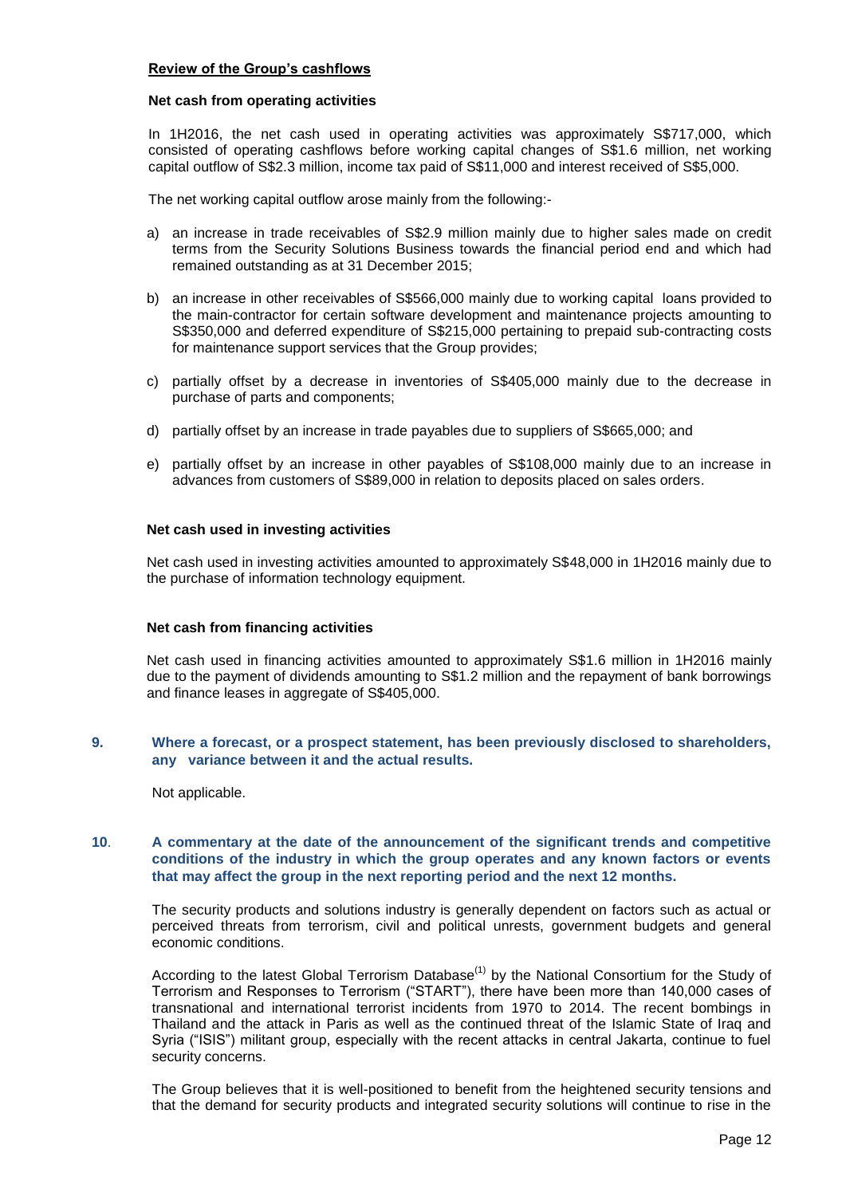**Review of the Group's cashflows**

**Net cash from operating activities**

In 1H2016, the net cash used in operating activities was approximately S$717,000, which consisted of operating cashflows before working capital changes of S$1.6 million, net working capital outflow of S$2.3 million, income tax paid of S$11,000 and interest received of S$5,000.

The net working capital outflow arose mainly from the following:-

a) an increase in trade receivables of S$2.9 million mainly due to higher sales made on credit terms from the Security Solutions Business towards the financial period end and which had remained outstanding as at 31 December 2015;

b) an increase in other receivables of S$566,000 mainly due to working capital loans provided to the main-contractor for certain software development and maintenance projects amounting to S$350,000 and deferred expenditure of S$215,000 pertaining to prepaid sub-contracting costs for maintenance support services that the Group provides;

c) partially offset by a decrease in inventories of S$405,000 mainly due to the decrease in purchase of parts and components;

d) partially offset by an increase in trade payables due to suppliers of S$665,000; and

e) partially offset by an increase in other payables of S$108,000 mainly due to an increase in advances from customers of S$89,000 in relation to deposits placed on sales orders.

**Net cash used in investing activities**

Net cash used in investing activities amounted to approximately S$48,000 in 1H2016 mainly due to the purchase of information technology equipment.

**Net cash from financing activities**

Net cash used in financing activities amounted to approximately S$1.6 million in 1H2016 mainly due to the payment of dividends amounting to S$1.2 million and the repayment of bank borrowings and finance leases in aggregate of S$405,000.

**9. Where a forecast, or a prospect statement, has been previously disclosed to shareholders, any variance between it and the actual results.**

Not applicable.

**10. A commentary at the date of the announcement of the significant trends and competitive conditions of the industry in which the group operates and any known factors or events that may affect the group in the next reporting period and the next 12 months.**

The security products and solutions industry is generally dependent on factors such as actual or perceived threats from terrorism, civil and political unrests, government budgets and general economic conditions.

According to the latest Global Terrorism Database[(1)] by the National Consortium for the Study of Terrorism and Responses to Terrorism ("START"), there have been more than 140,000 cases of transnational and international terrorist incidents from 1970 to 2014. The recent bombings in Thailand and the attack in Paris as well as the continued threat of the Islamic State of Iraq and Syria ("ISIS") militant group, especially with the recent attacks in central Jakarta, continue to fuel security concerns.

The Group believes that it is well-positioned to benefit from the heightened security tensions and that the demand for security products and integrated security solutions will continue to rise in the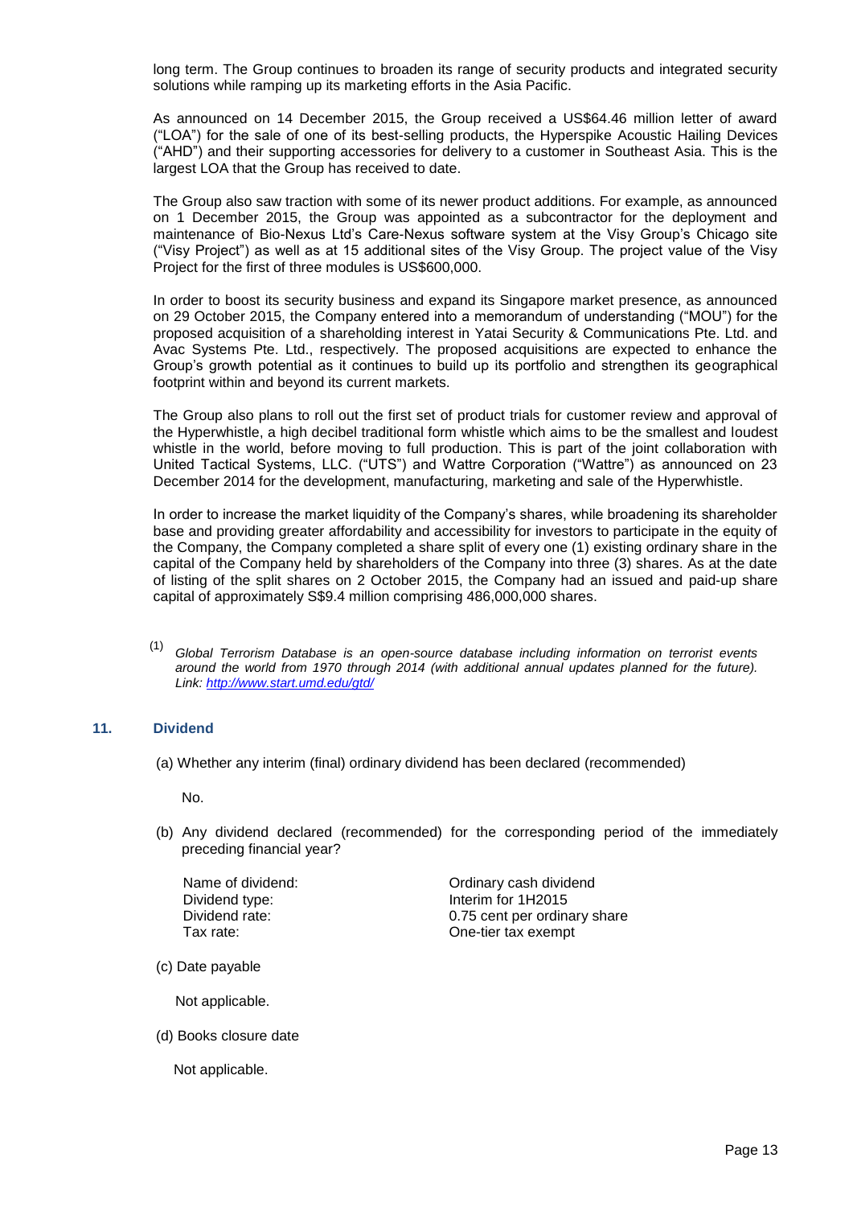long term. The Group continues to broaden its range of security products and integrated security solutions while ramping up its marketing efforts in the Asia Pacific.

As announced on 14 December 2015, the Group received a US$64.46 million letter of award ("LOA") for the sale of one of its best-selling products, the Hyperspike Acoustic Hailing Devices ("AHD") and their supporting accessories for delivery to a customer in Southeast Asia. This is the largest LOA that the Group has received to date.

The Group also saw traction with some of its newer product additions. For example, as announced on 1 December 2015, the Group was appointed as a subcontractor for the deployment and maintenance of Bio-Nexus Ltd's Care-Nexus software system at the Visy Group's Chicago site ("Visy Project") as well as at 15 additional sites of the Visy Group. The project value of the Visy Project for the first of three modules is US$600,000.

In order to boost its security business and expand its Singapore market presence, as announced on 29 October 2015, the Company entered into a memorandum of understanding ("MOU") for the proposed acquisition of a shareholding interest in Yatai Security & Communications Pte. Ltd. and Avac Systems Pte. Ltd., respectively. The proposed acquisitions are expected to enhance the Group's growth potential as it continues to build up its portfolio and strengthen its geographical footprint within and beyond its current markets.

The Group also plans to roll out the first set of product trials for customer review and approval of the Hyperwhistle, a high decibel traditional form whistle which aims to be the smallest and loudest whistle in the world, before moving to full production. This is part of the joint collaboration with United Tactical Systems, LLC. ("UTS") and Wattre Corporation ("Wattre") as announced on 23 December 2014 for the development, manufacturing, marketing and sale of the Hyperwhistle.

In order to increase the market liquidity of the Company's shares, while broadening its shareholder base and providing greater affordability and accessibility for investors to participate in the equity of the Company, the Company completed a share split of every one (1) existing ordinary share in the capital of the Company held by shareholders of the Company into three (3) shares. As at the date of listing of the split shares on 2 October 2015, the Company had an issued and paid-up share capital of approximately S$9.4 million comprising 486,000,000 shares.

(1) *Global Terrorism Database is an open-source database including information on terrorist events around the world from 1970 through 2014 (with additional annual updates planned for the future). Link: http://www.start.umd.edu/gtd/*

## 11. Dividend

(a) Whether any interim (final) ordinary dividend has been declared (recommended)

No.

(b) Any dividend declared (recommended) for the corresponding period of the immediately preceding financial year?

| | |
|---|---|
| Name of dividend: | Ordinary cash dividend |
| Dividend type: | Interim for 1H2015 |
| Dividend rate: | 0.75 cent per ordinary share |
| Tax rate: | One-tier tax exempt |

(c) Date payable

Not applicable.

(d) Books closure date

Not applicable.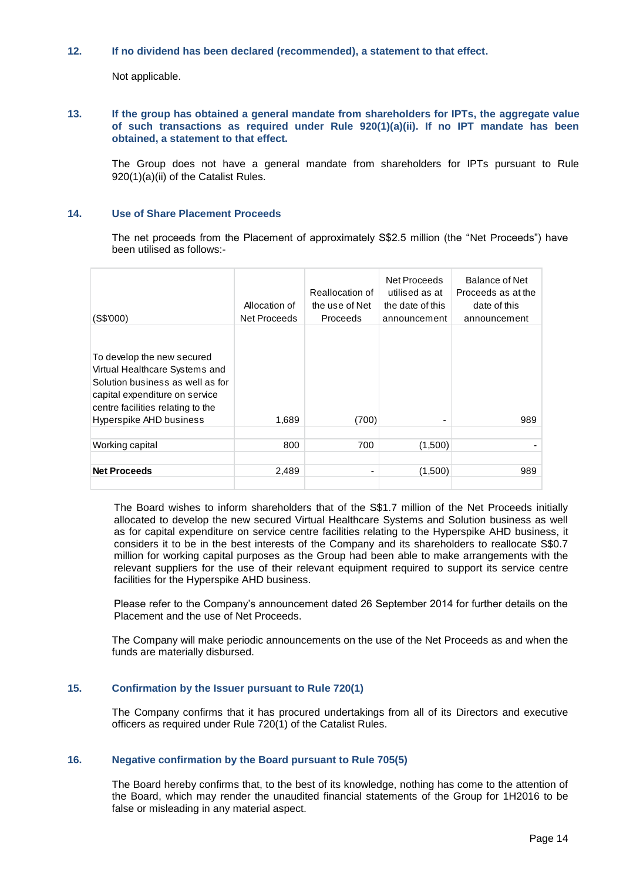**12. If no dividend has been declared (recommended), a statement to that effect.**

Not applicable.

**13. If the group has obtained a general mandate from shareholders for IPTs, the aggregate value of such transactions as required under Rule 920(1)(a)(ii). If no IPT mandate has been obtained, a statement to that effect.**

The Group does not have a general mandate from shareholders for IPTs pursuant to Rule 920(1)(a)(ii) of the Catalist Rules.

**14. Use of Share Placement Proceeds**

The net proceeds from the Placement of approximately S$2.5 million (the "Net Proceeds") have been utilised as follows:-

| (S$'000) | Allocation of Net Proceeds | Reallocation of the use of Net Proceeds | Net Proceeds utilised as at the date of this announcement | Balance of Net Proceeds as at the date of this announcement |
|---|---|---|---|---|
| To develop the new secured Virtual Healthcare Systems and Solution business as well as for capital expenditure on service centre facilities relating to the Hyperspike AHD business | 1,689 | (700) | - | 989 |
| Working capital | 800 | 700 | (1,500) | - |
| **Net Proceeds** | 2,489 | - | (1,500) | 989 |

The Board wishes to inform shareholders that of the S$1.7 million of the Net Proceeds initially allocated to develop the new secured Virtual Healthcare Systems and Solution business as well as for capital expenditure on service centre facilities relating to the Hyperspike AHD business, it considers it to be in the best interests of the Company and its shareholders to reallocate S$0.7 million for working capital purposes as the Group had been able to make arrangements with the relevant suppliers for the use of their relevant equipment required to support its service centre facilities for the Hyperspike AHD business.

Please refer to the Company's announcement dated 26 September 2014 for further details on the Placement and the use of Net Proceeds.

The Company will make periodic announcements on the use of the Net Proceeds as and when the funds are materially disbursed.

**15. Confirmation by the Issuer pursuant to Rule 720(1)**

The Company confirms that it has procured undertakings from all of its Directors and executive officers as required under Rule 720(1) of the Catalist Rules.

**16. Negative confirmation by the Board pursuant to Rule 705(5)**

The Board hereby confirms that, to the best of its knowledge, nothing has come to the attention of the Board, which may render the unaudited financial statements of the Group for 1H2016 to be false or misleading in any material aspect.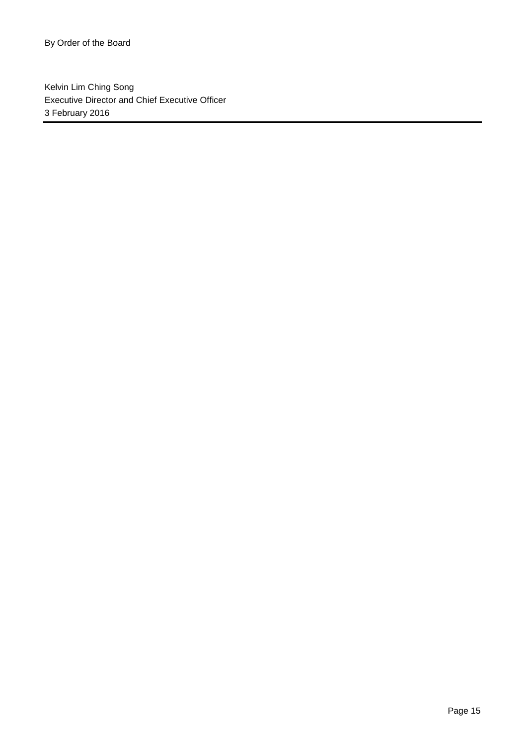By Order of the Board

Kelvin Lim Ching Song
Executive Director and Chief Executive Officer
3 February 2016

---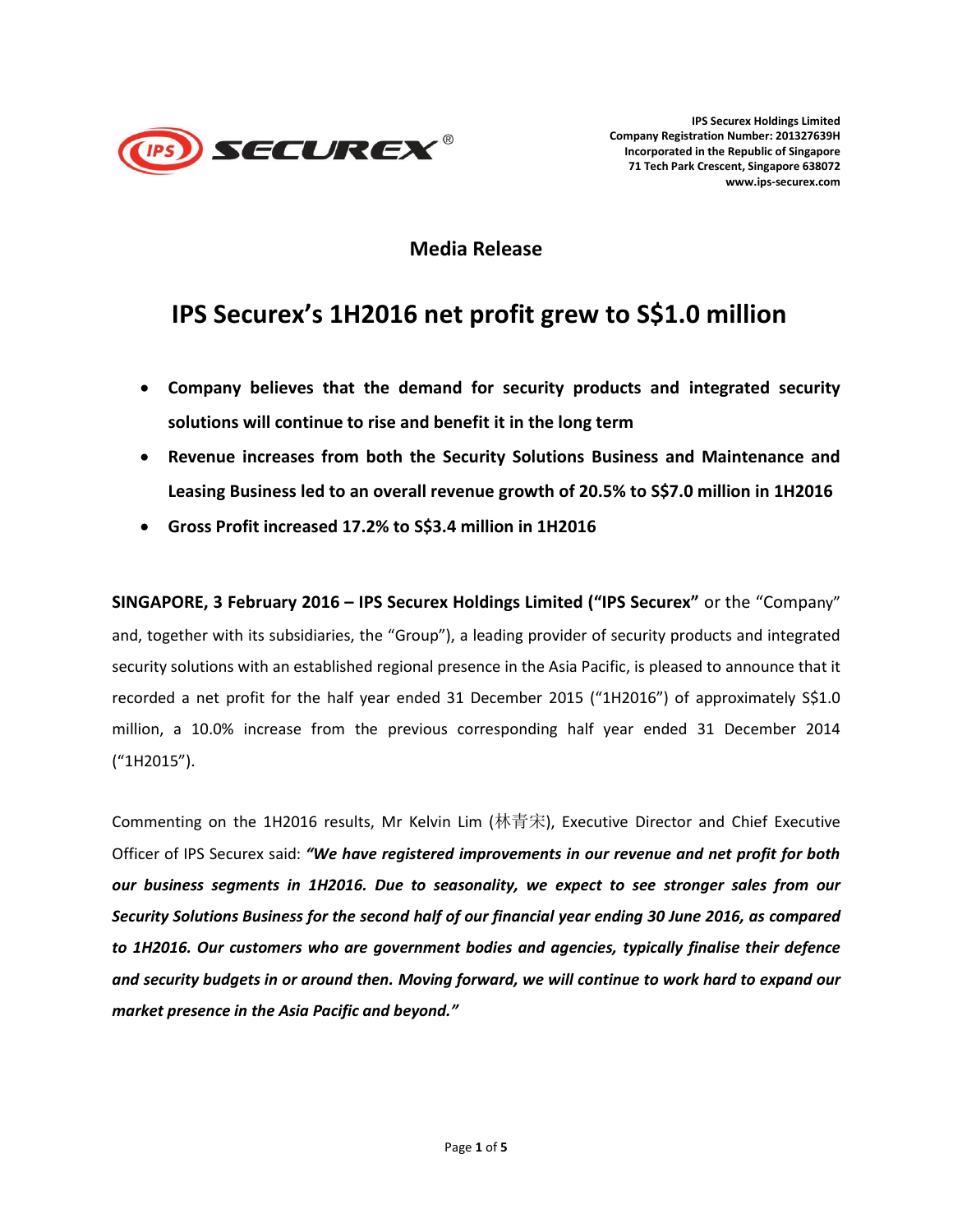IPS Securex Holdings Limited
Company Registration Number: 201327639H
Incorporated in the Republic of Singapore
71 Tech Park Crescent, Singapore 638072
www.ips-securex.com

## Media Release

# IPS Securex's 1H2016 net profit grew to S$1.0 million

- **Company believes that the demand for security products and integrated security solutions will continue to rise and benefit it in the long term**
- **Revenue increases from both the Security Solutions Business and Maintenance and Leasing Business led to an overall revenue growth of 20.5% to S$7.0 million in 1H2016**
- **Gross Profit increased 17.2% to S$3.4 million in 1H2016**

**SINGAPORE, 3 February 2016 – IPS Securex Holdings Limited ("IPS Securex"** or the "Company" and, together with its subsidiaries, the "Group"), a leading provider of security products and integrated security solutions with an established regional presence in the Asia Pacific, is pleased to announce that it recorded a net profit for the half year ended 31 December 2015 ("1H2016") of approximately S$1.0 million, a 10.0% increase from the previous corresponding half year ended 31 December 2014 ("1H2015").

Commenting on the 1H2016 results, Mr Kelvin Lim (林青宋), Executive Director and Chief Executive Officer of IPS Securex said: ***"We have registered improvements in our revenue and net profit for both our business segments in 1H2016. Due to seasonality, we expect to see stronger sales from our Security Solutions Business for the second half of our financial year ending 30 June 2016, as compared to 1H2016. Our customers who are government bodies and agencies, typically finalise their defence and security budgets in or around then. Moving forward, we will continue to work hard to expand our market presence in the Asia Pacific and beyond."***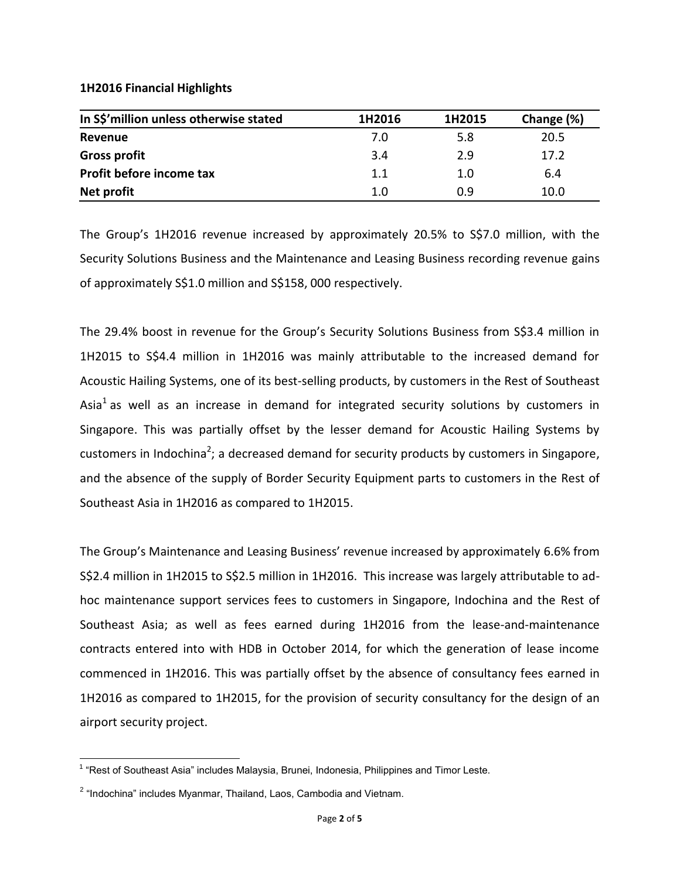**1H2016 Financial Highlights**

| In S$'million unless otherwise stated | 1H2016 | 1H2015 | Change (%) |
|---|---|---|---|
| **Revenue** | 7.0 | 5.8 | 20.5 |
| **Gross profit** | 3.4 | 2.9 | 17.2 |
| **Profit before income tax** | 1.1 | 1.0 | 6.4 |
| **Net profit** | 1.0 | 0.9 | 10.0 |

The Group's 1H2016 revenue increased by approximately 20.5% to S$7.0 million, with the Security Solutions Business and the Maintenance and Leasing Business recording revenue gains of approximately S$1.0 million and S$158, 000 respectively.

The 29.4% boost in revenue for the Group's Security Solutions Business from S$3.4 million in 1H2015 to S$4.4 million in 1H2016 was mainly attributable to the increased demand for Acoustic Hailing Systems, one of its best-selling products, by customers in the Rest of Southeast Asia[1] as well as an increase in demand for integrated security solutions by customers in Singapore. This was partially offset by the lesser demand for Acoustic Hailing Systems by customers in Indochina[2]; a decreased demand for security products by customers in Singapore, and the absence of the supply of Border Security Equipment parts to customers in the Rest of Southeast Asia in 1H2016 as compared to 1H2015.

The Group's Maintenance and Leasing Business' revenue increased by approximately 6.6% from S$2.4 million in 1H2015 to S$2.5 million in 1H2016. This increase was largely attributable to ad-hoc maintenance support services fees to customers in Singapore, Indochina and the Rest of Southeast Asia; as well as fees earned during 1H2016 from the lease-and-maintenance contracts entered into with HDB in October 2014, for which the generation of lease income commenced in 1H2016. This was partially offset by the absence of consultancy fees earned in 1H2016 as compared to 1H2015, for the provision of security consultancy for the design of an airport security project.

[1] "Rest of Southeast Asia" includes Malaysia, Brunei, Indonesia, Philippines and Timor Leste.

[2] "Indochina" includes Myanmar, Thailand, Laos, Cambodia and Vietnam.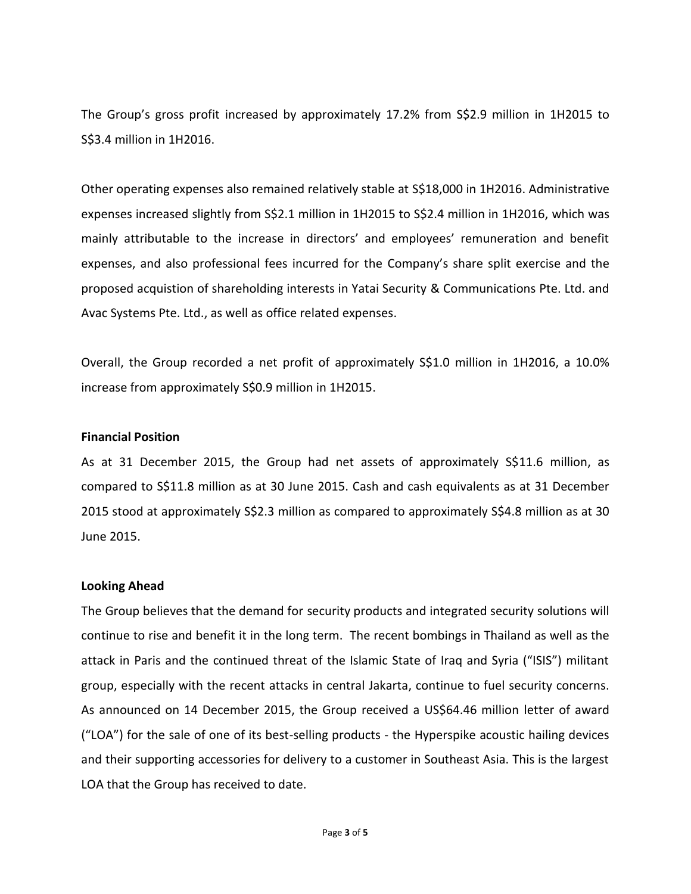The Group's gross profit increased by approximately 17.2% from S$2.9 million in 1H2015 to S$3.4 million in 1H2016.

Other operating expenses also remained relatively stable at S$18,000 in 1H2016. Administrative expenses increased slightly from S$2.1 million in 1H2015 to S$2.4 million in 1H2016, which was mainly attributable to the increase in directors' and employees' remuneration and benefit expenses, and also professional fees incurred for the Company's share split exercise and the proposed acquistion of shareholding interests in Yatai Security & Communications Pte. Ltd. and Avac Systems Pte. Ltd., as well as office related expenses.

Overall, the Group recorded a net profit of approximately S$1.0 million in 1H2016, a 10.0% increase from approximately S$0.9 million in 1H2015.

**Financial Position**

As at 31 December 2015, the Group had net assets of approximately S$11.6 million, as compared to S$11.8 million as at 30 June 2015. Cash and cash equivalents as at 31 December 2015 stood at approximately S$2.3 million as compared to approximately S$4.8 million as at 30 June 2015.

**Looking Ahead**

The Group believes that the demand for security products and integrated security solutions will continue to rise and benefit it in the long term. The recent bombings in Thailand as well as the attack in Paris and the continued threat of the Islamic State of Iraq and Syria ("ISIS") militant group, especially with the recent attacks in central Jakarta, continue to fuel security concerns. As announced on 14 December 2015, the Group received a US$64.46 million letter of award ("LOA") for the sale of one of its best-selling products - the Hyperspike acoustic hailing devices and their supporting accessories for delivery to a customer in Southeast Asia. This is the largest LOA that the Group has received to date.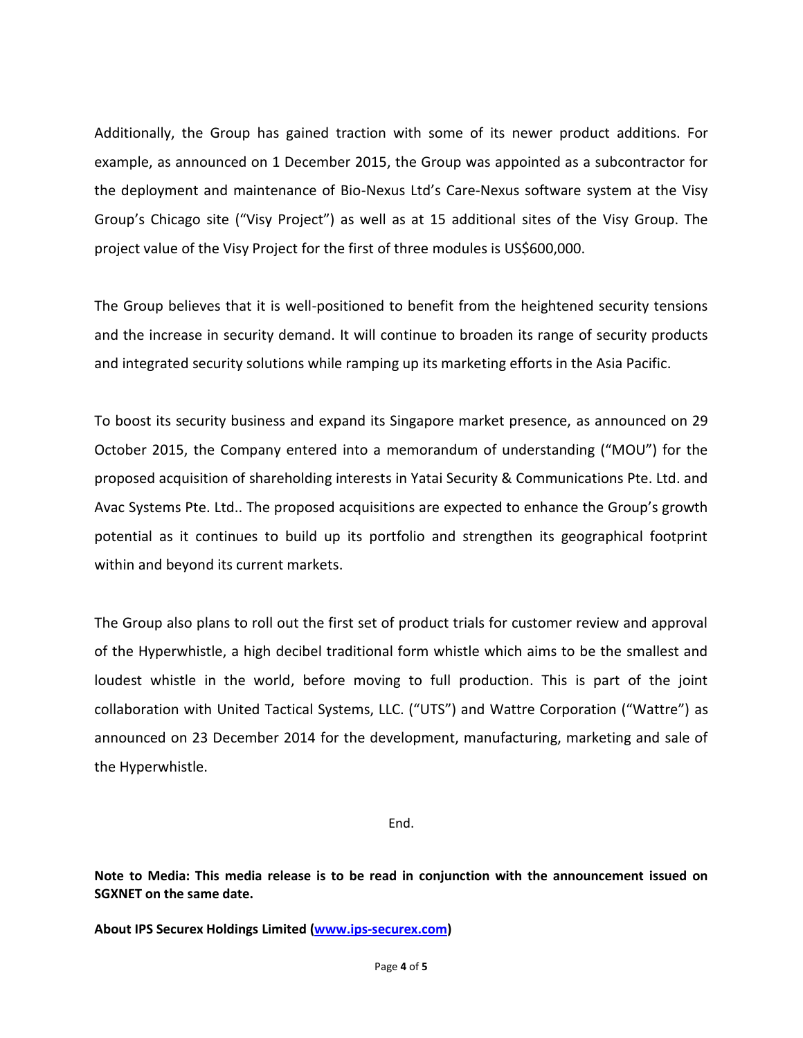Additionally, the Group has gained traction with some of its newer product additions. For example, as announced on 1 December 2015, the Group was appointed as a subcontractor for the deployment and maintenance of Bio-Nexus Ltd's Care-Nexus software system at the Visy Group's Chicago site ("Visy Project") as well as at 15 additional sites of the Visy Group. The project value of the Visy Project for the first of three modules is US$600,000.

The Group believes that it is well-positioned to benefit from the heightened security tensions and the increase in security demand. It will continue to broaden its range of security products and integrated security solutions while ramping up its marketing efforts in the Asia Pacific.

To boost its security business and expand its Singapore market presence, as announced on 29 October 2015, the Company entered into a memorandum of understanding ("MOU") for the proposed acquisition of shareholding interests in Yatai Security & Communications Pte. Ltd. and Avac Systems Pte. Ltd.. The proposed acquisitions are expected to enhance the Group's growth potential as it continues to build up its portfolio and strengthen its geographical footprint within and beyond its current markets.

The Group also plans to roll out the first set of product trials for customer review and approval of the Hyperwhistle, a high decibel traditional form whistle which aims to be the smallest and loudest whistle in the world, before moving to full production. This is part of the joint collaboration with United Tactical Systems, LLC. ("UTS") and Wattre Corporation ("Wattre") as announced on 23 December 2014 for the development, manufacturing, marketing and sale of the Hyperwhistle.

End.

**Note to Media: This media release is to be read in conjunction with the announcement issued on SGXNET on the same date.**

**About IPS Securex Holdings Limited (www.ips-securex.com)**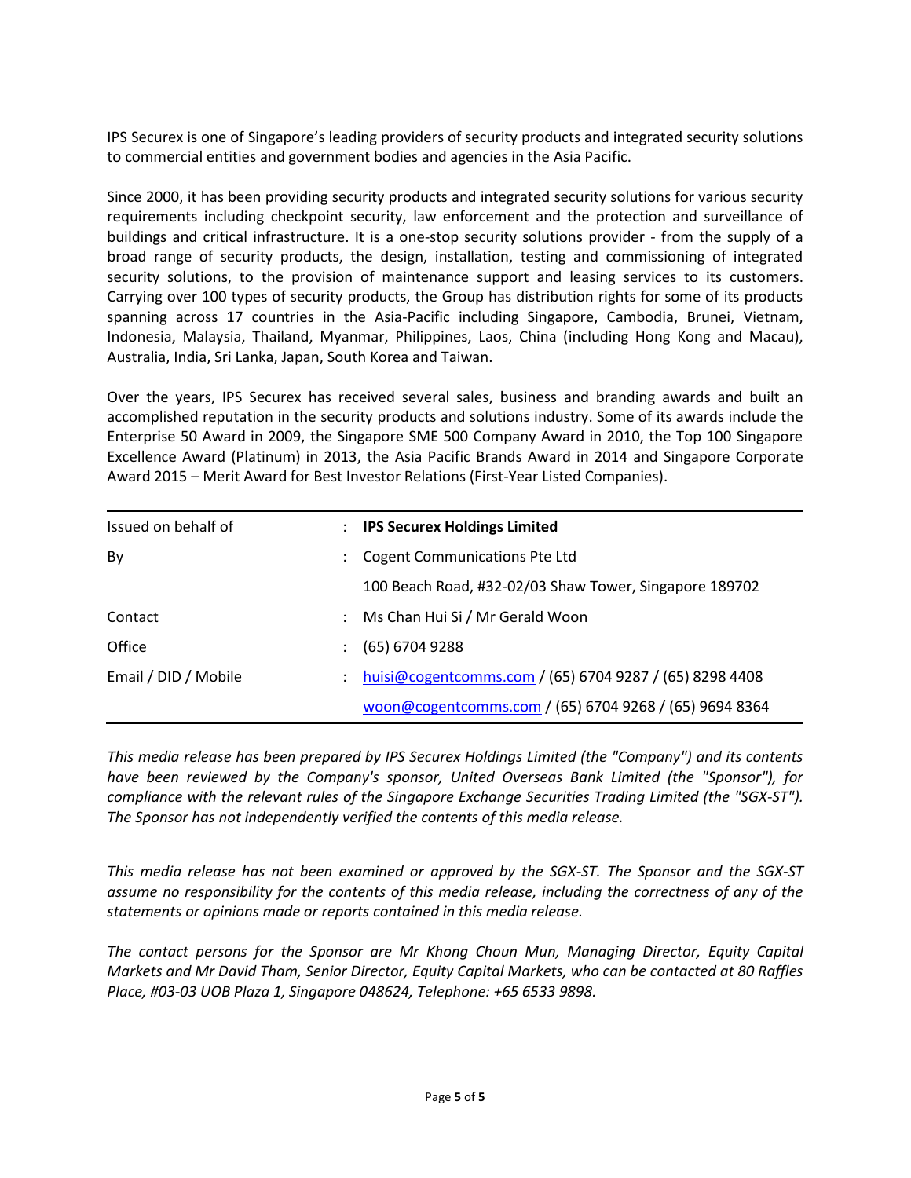IPS Securex is one of Singapore's leading providers of security products and integrated security solutions to commercial entities and government bodies and agencies in the Asia Pacific.

Since 2000, it has been providing security products and integrated security solutions for various security requirements including checkpoint security, law enforcement and the protection and surveillance of buildings and critical infrastructure. It is a one-stop security solutions provider - from the supply of a broad range of security products, the design, installation, testing and commissioning of integrated security solutions, to the provision of maintenance support and leasing services to its customers. Carrying over 100 types of security products, the Group has distribution rights for some of its products spanning across 17 countries in the Asia-Pacific including Singapore, Cambodia, Brunei, Vietnam, Indonesia, Malaysia, Thailand, Myanmar, Philippines, Laos, China (including Hong Kong and Macau), Australia, India, Sri Lanka, Japan, South Korea and Taiwan.

Over the years, IPS Securex has received several sales, business and branding awards and built an accomplished reputation in the security products and solutions industry. Some of its awards include the Enterprise 50 Award in 2009, the Singapore SME 500 Company Award in 2010, the Top 100 Singapore Excellence Award (Platinum) in 2013, the Asia Pacific Brands Award in 2014 and Singapore Corporate Award 2015 – Merit Award for Best Investor Relations (First-Year Listed Companies).

| | | |
|---|---|---|
| Issued on behalf of | : | **IPS Securex Holdings Limited** |
| By | : | Cogent Communications Pte Ltd |
| | | 100 Beach Road, #32-02/03 Shaw Tower, Singapore 189702 |
| Contact | : | Ms Chan Hui Si / Mr Gerald Woon |
| Office | : | (65) 6704 9288 |
| Email / DID / Mobile | : | huisi@cogentcomms.com / (65) 6704 9287 / (65) 8298 4408 |
| | | woon@cogentcomms.com / (65) 6704 9268 / (65) 9694 8364 |

*This media release has been prepared by IPS Securex Holdings Limited (the "Company") and its contents have been reviewed by the Company's sponsor, United Overseas Bank Limited (the "Sponsor"), for compliance with the relevant rules of the Singapore Exchange Securities Trading Limited (the "SGX-ST"). The Sponsor has not independently verified the contents of this media release.*

*This media release has not been examined or approved by the SGX-ST. The Sponsor and the SGX-ST assume no responsibility for the contents of this media release, including the correctness of any of the statements or opinions made or reports contained in this media release.*

*The contact persons for the Sponsor are Mr Khong Choun Mun, Managing Director, Equity Capital Markets and Mr David Tham, Senior Director, Equity Capital Markets, who can be contacted at 80 Raffles Place, #03-03 UOB Plaza 1, Singapore 048624, Telephone: +65 6533 9898.*